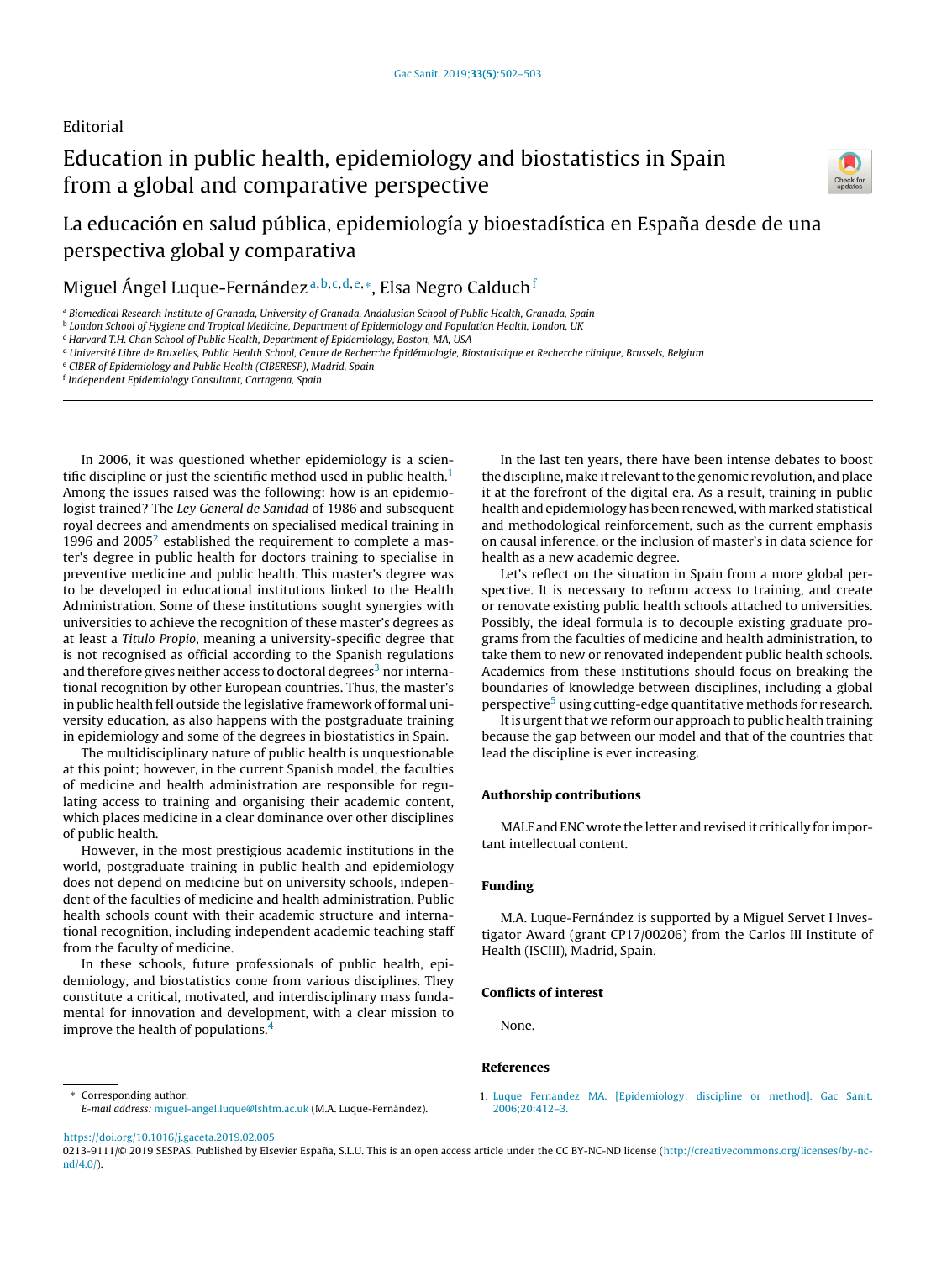Editorial

# Education in public health, epidemiology and biostatistics in Spain from a global and comparative perspective

## La educación en salud pública, epidemiología y bioestadística en España desde de una perspectiva global y comparativa

Miguel Ángel Luque-Fernández[a,b,c,d,e,*], Elsa Negro Calduch[f]

[a] Biomedical Research Institute of Granada, University of Granada, Andalusian School of Public Health, Granada, Spain
[b] London School of Hygiene and Tropical Medicine, Department of Epidemiology and Population Health, London, UK
[c] Harvard T.H. Chan School of Public Health, Department of Epidemiology, Boston, MA, USA
[d] Université Libre de Bruxelles, Public Health School, Centre de Recherche Épidémiologie, Biostatistique et Recherche clinique, Brussels, Belgium
[e] CIBER of Epidemiology and Public Health (CIBERESP), Madrid, Spain
[f] Independent Epidemiology Consultant, Cartagena, Spain

In 2006, it was questioned whether epidemiology is a scientific discipline or just the scientific method used in public health.[1] Among the issues raised was the following: how is an epidemiologist trained? The *Ley General de Sanidad* of 1986 and subsequent royal decrees and amendments on specialised medical training in 1996 and 2005[2] established the requirement to complete a master's degree in public health for doctors training to specialise in preventive medicine and public health. This master's degree was to be developed in educational institutions linked to the Health Administration. Some of these institutions sought synergies with universities to achieve the recognition of these master's degrees as at least a *Titulo Propio*, meaning a university-specific degree that is not recognised as official according to the Spanish regulations and therefore gives neither access to doctoral degrees[3] nor international recognition by other European countries. Thus, the master's in public health fell outside the legislative framework of formal university education, as also happens with the postgraduate training in epidemiology and some of the degrees in biostatistics in Spain.

The multidisciplinary nature of public health is unquestionable at this point; however, in the current Spanish model, the faculties of medicine and health administration are responsible for regulating access to training and organising their academic content, which places medicine in a clear dominance over other disciplines of public health.

However, in the most prestigious academic institutions in the world, postgraduate training in public health and epidemiology does not depend on medicine but on university schools, independent of the faculties of medicine and health administration. Public health schools count with their academic structure and international recognition, including independent academic teaching staff from the faculty of medicine.

In these schools, future professionals of public health, epidemiology, and biostatistics come from various disciplines. They constitute a critical, motivated, and interdisciplinary mass fundamental for innovation and development, with a clear mission to improve the health of populations.[4]

In the last ten years, there have been intense debates to boost the discipline, make it relevant to the genomic revolution, and place it at the forefront of the digital era. As a result, training in public health and epidemiology has been renewed, with marked statistical and methodological reinforcement, such as the current emphasis on causal inference, or the inclusion of master's in data science for health as a new academic degree.

Let's reflect on the situation in Spain from a more global perspective. It is necessary to reform access to training, and create or renovate existing public health schools attached to universities. Possibly, the ideal formula is to decouple existing graduate programs from the faculties of medicine and health administration, to take them to new or renovated independent public health schools. Academics from these institutions should focus on breaking the boundaries of knowledge between disciplines, including a global perspective[5] using cutting-edge quantitative methods for research.

It is urgent that we reform our approach to public health training because the gap between our model and that of the countries that lead the discipline is ever increasing.

### Authorship contributions

MALF and ENC wrote the letter and revised it critically for important intellectual content.

### Funding

M.A. Luque-Fernández is supported by a Miguel Servet I Investigator Award (grant CP17/00206) from the Carlos III Institute of Health (ISCIII), Madrid, Spain.

### Conflicts of interest

None.

### References

1. Luque Fernandez MA. [Epidemiology: discipline or method]. Gac Sanit. 2006;20:412–3.

* Corresponding author.
*E-mail address:* miguel-angel.luque@lshtm.ac.uk (M.A. Luque-Fernández).

https://doi.org/10.1016/j.gaceta.2019.02.005
0213-9111/© 2019 SESPAS. Published by Elsevier España, S.L.U. This is an open access article under the CC BY-NC-ND license (http://creativecommons.org/licenses/by-nc-nd/4.0/).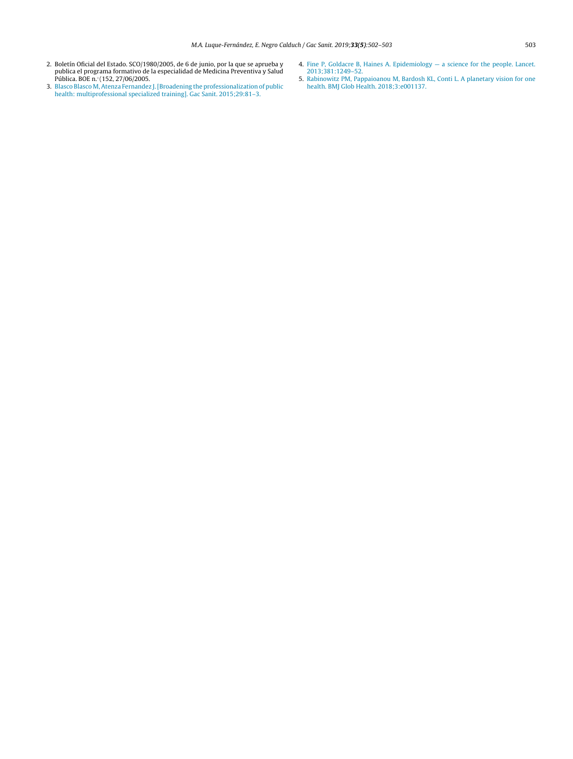2. Boletín Oficial del Estado. SCO/1980/2005, de 6 de junio, por la que se aprueba y publica el programa formativo de la especialidad de Medicina Preventiva y Salud Pública. BOE n.◦(152, 27/06/2005.
3. Blasco Blasco M, Atenza Fernandez J. [Broadening the professionalization of public health: multiprofessional specialized training]. Gac Sanit. 2015;29:81–3.
4. Fine P, Goldacre B, Haines A. Epidemiology — a science for the people. Lancet. 2013;381:1249–52.
5. Rabinowitz PM, Pappaioanou M, Bardosh KL, Conti L. A planetary vision for one health. BMJ Glob Health. 2018;3:e001137.